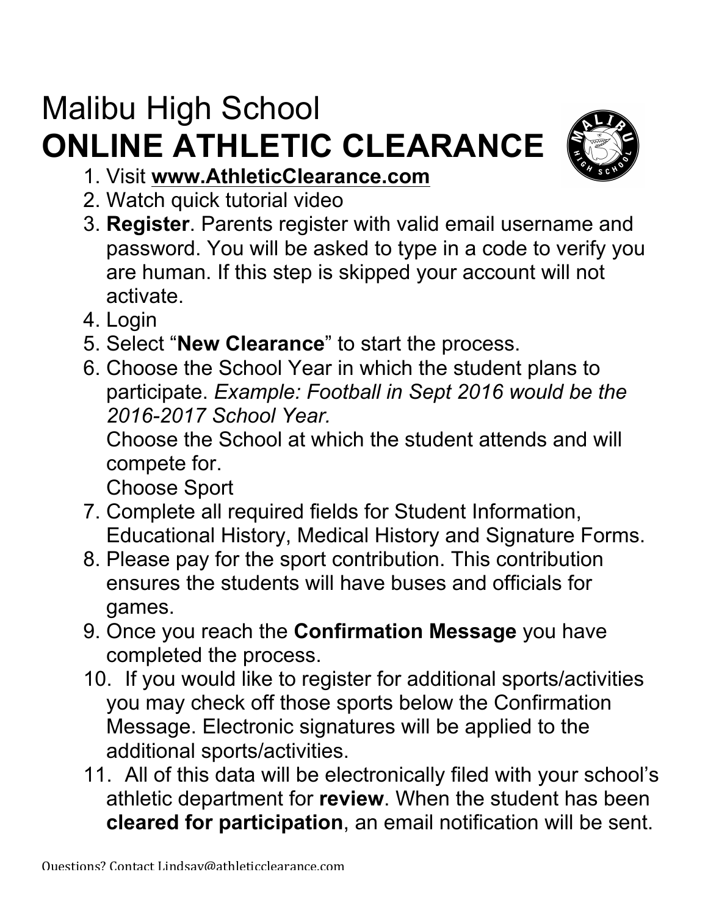# Malibu High School
# ONLINE ATHLETIC CLEARANCE

1. Visit **www.AthleticClearance.com**
2. Watch quick tutorial video
3. **Register**. Parents register with valid email username and password. You will be asked to type in a code to verify you are human. If this step is skipped your account will not activate.
4. Login
5. Select "**New Clearance**" to start the process.
6. Choose the School Year in which the student plans to participate. *Example: Football in Sept 2016 would be the 2016-2017 School Year.*
   Choose the School at which the student attends and will compete for.
   Choose Sport
7. Complete all required fields for Student Information, Educational History, Medical History and Signature Forms.
8. Please pay for the sport contribution. This contribution ensures the students will have buses and officials for games.
9. Once you reach the **Confirmation Message** you have completed the process.
10. If you would like to register for additional sports/activities you may check off those sports below the Confirmation Message. Electronic signatures will be applied to the additional sports/activities.
11. All of this data will be electronically filed with your school's athletic department for **review**. When the student has been **cleared for participation**, an email notification will be sent.

Questions? Contact Lindsay@athleticclearance.com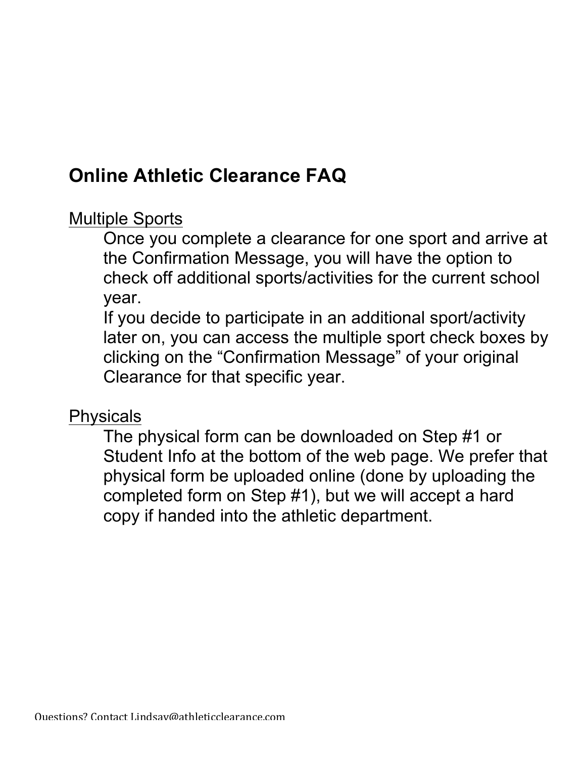# Online Athletic Clearance FAQ

## Multiple Sports

Once you complete a clearance for one sport and arrive at the Confirmation Message, you will have the option to check off additional sports/activities for the current school year.

If you decide to participate in an additional sport/activity later on, you can access the multiple sport check boxes by clicking on the "Confirmation Message" of your original Clearance for that specific year.

## Physicals

The physical form can be downloaded on Step #1 or Student Info at the bottom of the web page. We prefer that physical form be uploaded online (done by uploading the completed form on Step #1), but we will accept a hard copy if handed into the athletic department.

Questions? Contact Lindsay@athleticclearance.com